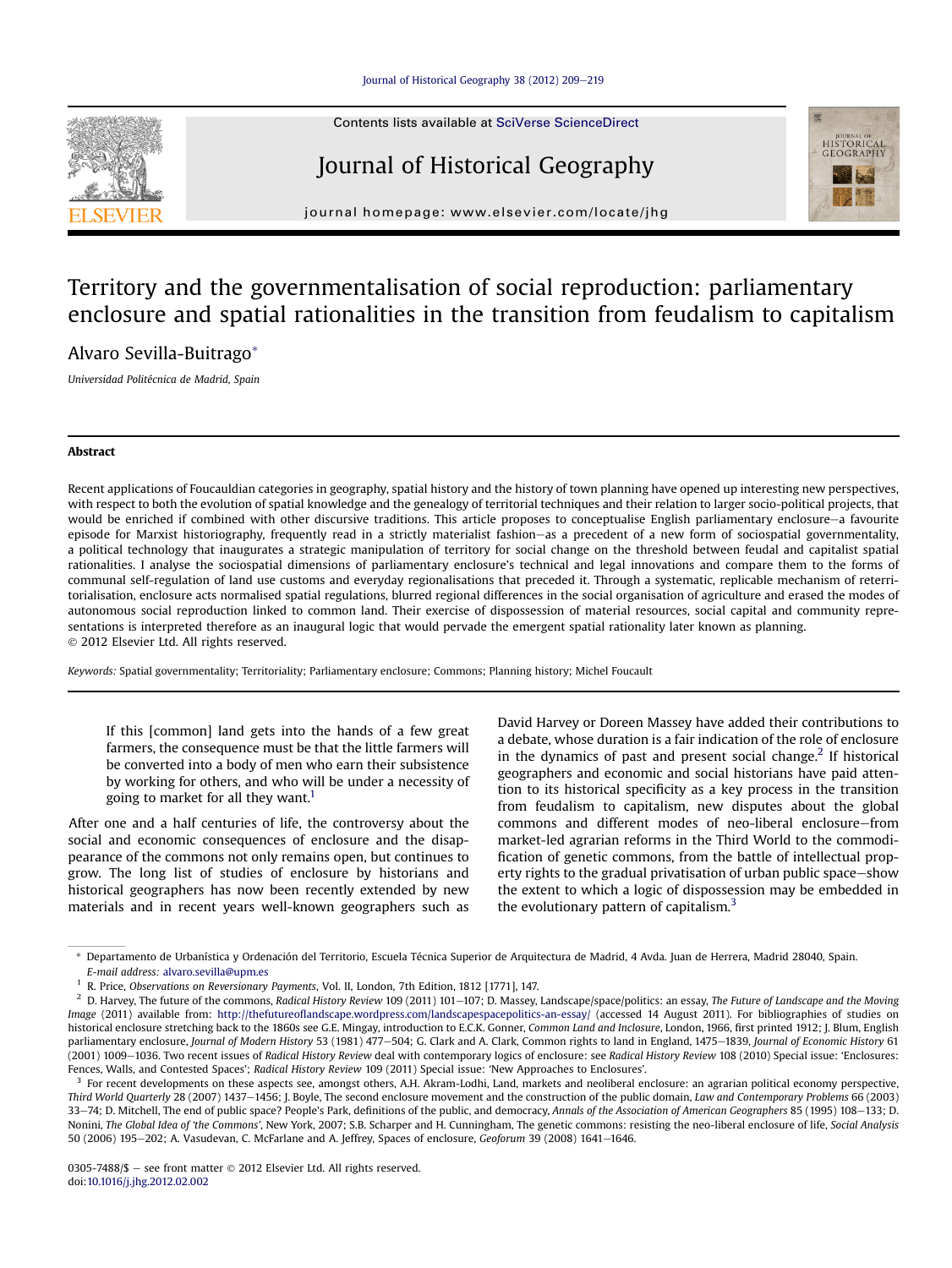# Territory and the governmentalisation of social reproduction: parliamentary enclosure and spatial rationalities in the transition from feudalism to capitalism

Alvaro Sevilla-Buitrago*

*Universidad Politécnica de Madrid, Spain*

## Abstract

Recent applications of Foucauldian categories in geography, spatial history and the history of town planning have opened up interesting new perspectives, with respect to both the evolution of spatial knowledge and the genealogy of territorial techniques and their relation to larger socio-political projects, that would be enriched if combined with other discursive traditions. This article proposes to conceptualise English parliamentary enclosure—a favourite episode for Marxist historiography, frequently read in a strictly materialist fashion—as a precedent of a new form of sociospatial governmentality, a political technology that inaugurates a strategic manipulation of territory for social change on the threshold between feudal and capitalist spatial rationalities. I analyse the sociospatial dimensions of parliamentary enclosure's technical and legal innovations and compare them to the forms of communal self-regulation of land use customs and everyday regionalisations that preceded it. Through a systematic, replicable mechanism of reterritorialisation, enclosure acts normalised spatial regulations, blurred regional differences in the social organisation of agriculture and erased the modes of autonomous social reproduction linked to common land. Their exercise of dispossession of material resources, social capital and community representations is interpreted therefore as an inaugural logic that would pervade the emergent spatial rationality later known as planning.

© 2012 Elsevier Ltd. All rights reserved.

*Keywords:* Spatial governmentality; Territoriality; Parliamentary enclosure; Commons; Planning history; Michel Foucault

> If this [common] land gets into the hands of a few great farmers, the consequence must be that the little farmers will be converted into a body of men who earn their subsistence by working for others, and who will be under a necessity of going to market for all they want.[1]

After one and a half centuries of life, the controversy about the social and economic consequences of enclosure and the disappearance of the commons not only remains open, but continues to grow. The long list of studies of enclosure by historians and historical geographers has now been recently extended by new materials and in recent years well-known geographers such as David Harvey or Doreen Massey have added their contributions to a debate, whose duration is a fair indication of the role of enclosure in the dynamics of past and present social change.[2] If historical geographers and economic and social historians have paid attention to its historical specificity as a key process in the transition from feudalism to capitalism, new disputes about the global commons and different modes of neo-liberal enclosure—from market-led agrarian reforms in the Third World to the commodification of genetic commons, from the battle of intellectual property rights to the gradual privatisation of urban public space—show the extent to which a logic of dispossession may be embedded in the evolutionary pattern of capitalism.[3]

---

\* Departamento de Urbanística y Ordenación del Territorio, Escuela Técnica Superior de Arquitectura de Madrid, 4 Avda. Juan de Herrera, Madrid 28040, Spain. *E-mail address:* alvaro.sevilla@upm.es

[1] R. Price, *Observations on Reversionary Payments*, Vol. II, London, 7th Edition, 1812 [1771], 147.

[2] D. Harvey, The future of the commons, *Radical History Review* 109 (2011) 101–107; D. Massey, Landscape/space/politics: an essay, *The Future of Landscape and the Moving Image* (2011) available from: http://thefutureoflandscape.wordpress.com/landscapespacepolitics-an-essay/ (accessed 14 August 2011). For bibliographies of studies on historical enclosure stretching back to the 1860s see G.E. Mingay, introduction to E.C.K. Gonner, *Common Land and Inclosure*, London, 1966, first printed 1912; J. Blum, English parliamentary enclosure, *Journal of Modern History* 53 (1981) 477–504; G. Clark and A. Clark, Common rights to land in England, 1475–1839, *Journal of Economic History* 61 (2001) 1009–1036. Two recent issues of *Radical History Review* deal with contemporary logics of enclosure: see *Radical History Review* 108 (2010) Special issue: 'Enclosures: Fences, Walls, and Contested Spaces'; *Radical History Review* 109 (2011) Special issue: 'New Approaches to Enclosures'.

[3] For recent developments on these aspects see, amongst others, A.H. Akram-Lodhi, Land, markets and neoliberal enclosure: an agrarian political economy perspective, *Third World Quarterly* 28 (2007) 1437–1456; J. Boyle, The second enclosure movement and the construction of the public domain, *Law and Contemporary Problems* 66 (2003) 33–74; D. Mitchell, The end of public space? People's Park, definitions of the public, and democracy, *Annals of the Association of American Geographers* 85 (1995) 108–133; D. Nonini, *The Global Idea of 'the Commons'*, New York, 2007; S.B. Scharper and H. Cunningham, The genetic commons: resisting the neo-liberal enclosure of life, *Social Analysis* 50 (2006) 195–202; A. Vasudevan, C. McFarlane and A. Jeffrey, Spaces of enclosure, *Geoforum* 39 (2008) 1641–1646.

0305-7488/$ – see front matter © 2012 Elsevier Ltd. All rights reserved.
doi:10.1016/j.jhg.2012.02.002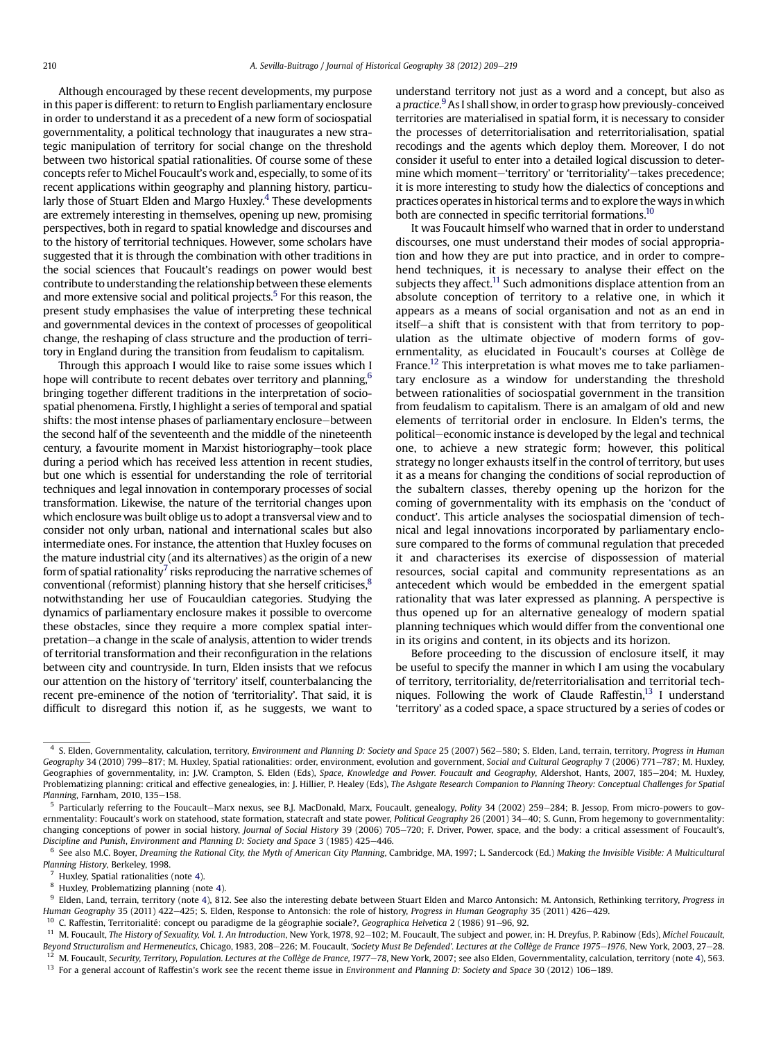Although encouraged by these recent developments, my purpose in this paper is different: to return to English parliamentary enclosure in order to understand it as a precedent of a new form of sociospatial governmentality, a political technology that inaugurates a new strategic manipulation of territory for social change on the threshold between two historical spatial rationalities. Of course some of these concepts refer to Michel Foucault's work and, especially, to some of its recent applications within geography and planning history, particularly those of Stuart Elden and Margo Huxley.[4] These developments are extremely interesting in themselves, opening up new, promising perspectives, both in regard to spatial knowledge and discourses and to the history of territorial techniques. However, some scholars have suggested that it is through the combination with other traditions in the social sciences that Foucault's readings on power would best contribute to understanding the relationship between these elements and more extensive social and political projects.[5] For this reason, the present study emphasises the value of interpreting these technical and governmental devices in the context of processes of geopolitical change, the reshaping of class structure and the production of territory in England during the transition from feudalism to capitalism.

Through this approach I would like to raise some issues which I hope will contribute to recent debates over territory and planning,[6] bringing together different traditions in the interpretation of sociospatial phenomena. Firstly, I highlight a series of temporal and spatial shifts: the most intense phases of parliamentary enclosure—between the second half of the seventeenth and the middle of the nineteenth century, a favourite moment in Marxist historiography—took place during a period which has received less attention in recent studies, but one which is essential for understanding the role of territorial techniques and legal innovation in contemporary processes of social transformation. Likewise, the nature of the territorial changes upon which enclosure was built oblige us to adopt a transversal view and to consider not only urban, national and international scales but also intermediate ones. For instance, the attention that Huxley focuses on the mature industrial city (and its alternatives) as the origin of a new form of spatial rationality[7] risks reproducing the narrative schemes of conventional (reformist) planning history that she herself criticises,[8] notwithstanding her use of Foucauldian categories. Studying the dynamics of parliamentary enclosure makes it possible to overcome these obstacles, since they require a more complex spatial interpretation—a change in the scale of analysis, attention to wider trends of territorial transformation and their reconfiguration in the relations between city and countryside. In turn, Elden insists that we refocus our attention on the history of 'territory' itself, counterbalancing the recent pre-eminence of the notion of 'territoriality'. That said, it is difficult to disregard this notion if, as he suggests, we want to understand territory not just as a word and a concept, but also as a *practice*.[9] As I shall show, in order to grasp how previously-conceived territories are materialised in spatial form, it is necessary to consider the processes of deterritorialisation and reterritorialisation, spatial recodings and the agents which deploy them. Moreover, I do not consider it useful to enter into a detailed logical discussion to determine which moment—'territory' or 'territoriality'—takes precedence; it is more interesting to study how the dialectics of conceptions and practices operates in historical terms and to explore the ways in which both are connected in specific territorial formations.[10]

It was Foucault himself who warned that in order to understand discourses, one must understand their modes of social appropriation and how they are put into practice, and in order to comprehend techniques, it is necessary to analyse their effect on the subjects they affect.[11] Such admonitions displace attention from an absolute conception of territory to a relative one, in which it appears as a means of social organisation and not as an end in itself—a shift that is consistent with that from territory to population as the ultimate objective of modern forms of governmentality, as elucidated in Foucault's courses at Collège de France.[12] This interpretation is what moves me to take parliamentary enclosure as a window for understanding the threshold between rationalities of sociospatial government in the transition from feudalism to capitalism. There is an amalgam of old and new elements of territorial order in enclosure. In Elden's terms, the political—economic instance is developed by the legal and technical one, to achieve a new strategic form; however, this political strategy no longer exhausts itself in the control of territory, but uses it as a means for changing the conditions of social reproduction of the subaltern classes, thereby opening up the horizon for the coming of governmentality with its emphasis on the 'conduct of conduct'. This article analyses the sociospatial dimension of technical and legal innovations incorporated by parliamentary enclosure compared to the forms of communal regulation that preceded it and characterises its exercise of dispossession of material resources, social capital and community representations as an antecedent which would be embedded in the emergent spatial rationality that was later expressed as planning. A perspective is thus opened up for an alternative genealogy of modern spatial planning techniques which would differ from the conventional one in its origins and content, in its objects and its horizon.

Before proceeding to the discussion of enclosure itself, it may be useful to specify the manner in which I am using the vocabulary of territory, territoriality, de/reterritorialisation and territorial techniques. Following the work of Claude Raffestin,[13] I understand 'territory' as a coded space, a space structured by a series of codes or

---

[4] S. Elden, Governmentality, calculation, territory, *Environment and Planning D: Society and Space* 25 (2007) 562–580; S. Elden, Land, terrain, territory, *Progress in Human Geography* 34 (2010) 799–817; M. Huxley, Spatial rationalities: order, environment, evolution and government, *Social and Cultural Geography* 7 (2006) 771–787; M. Huxley, Geographies of governmentality, in: J.W. Crampton, S. Elden (Eds), *Space, Knowledge and Power. Foucault and Geography*, Aldershot, Hants, 2007, 185–204; M. Huxley, Problematizing planning: critical and effective genealogies, in: J. Hillier, P. Healey (Eds), *The Ashgate Research Companion to Planning Theory: Conceptual Challenges for Spatial Planning*, Farnham, 2010, 135–158.

[5] Particularly referring to the Foucault–Marx nexus, see B.J. MacDonald, Marx, Foucault, genealogy, *Polity* 34 (2002) 259–284; B. Jessop, From micro-powers to governmentality: Foucault's work on statehood, state formation, statecraft and state power, *Political Geography* 26 (2001) 34–40; S. Gunn, From hegemony to governmentality: changing conceptions of power in social history, *Journal of Social History* 39 (2006) 705–720; F. Driver, Power, space, and the body: a critical assessment of Foucault's, *Discipline and Punish*, *Environment and Planning D: Society and Space* 3 (1985) 425–446.

[6] See also M.C. Boyer, *Dreaming the Rational City, the Myth of American City Planning*, Cambridge, MA, 1997; L. Sandercock (Ed.) *Making the Invisible Visible: A Multicultural Planning History*, Berkeley, 1998.

[7] Huxley, Spatial rationalities (note 4).

[8] Huxley, Problematizing planning (note 4).

[9] Elden, Land, terrain, territory (note 4), 812. See also the interesting debate between Stuart Elden and Marco Antonsich: M. Antonsich, Rethinking territory, *Progress in Human Geography* 35 (2011) 422–425; S. Elden, Response to Antonsich: the role of history, *Progress in Human Geography* 35 (2011) 426–429.

[10] C. Raffestin, Territorialité: concept ou paradigme de la géographie sociale?, *Geographica Helvetica* 2 (1986) 91–96, 92.

[11] M. Foucault, *The History of Sexuality, Vol. 1. An Introduction*, New York, 1978, 92–102; M. Foucault, The subject and power, in: H. Dreyfus, P. Rabinow (Eds), *Michel Foucault, Beyond Structuralism and Hermeneutics*, Chicago, 1983, 208–226; M. Foucault, *'Society Must Be Defended'. Lectures at the Collège de France 1975–1976*, New York, 2003, 27–28.

[12] M. Foucault, *Security, Territory, Population. Lectures at the Collège de France, 1977–78*, New York, 2007; see also Elden, Governmentality, calculation, territory (note 4), 563.

[13] For a general account of Raffestin's work see the recent theme issue in *Environment and Planning D: Society and Space* 30 (2012) 106–189.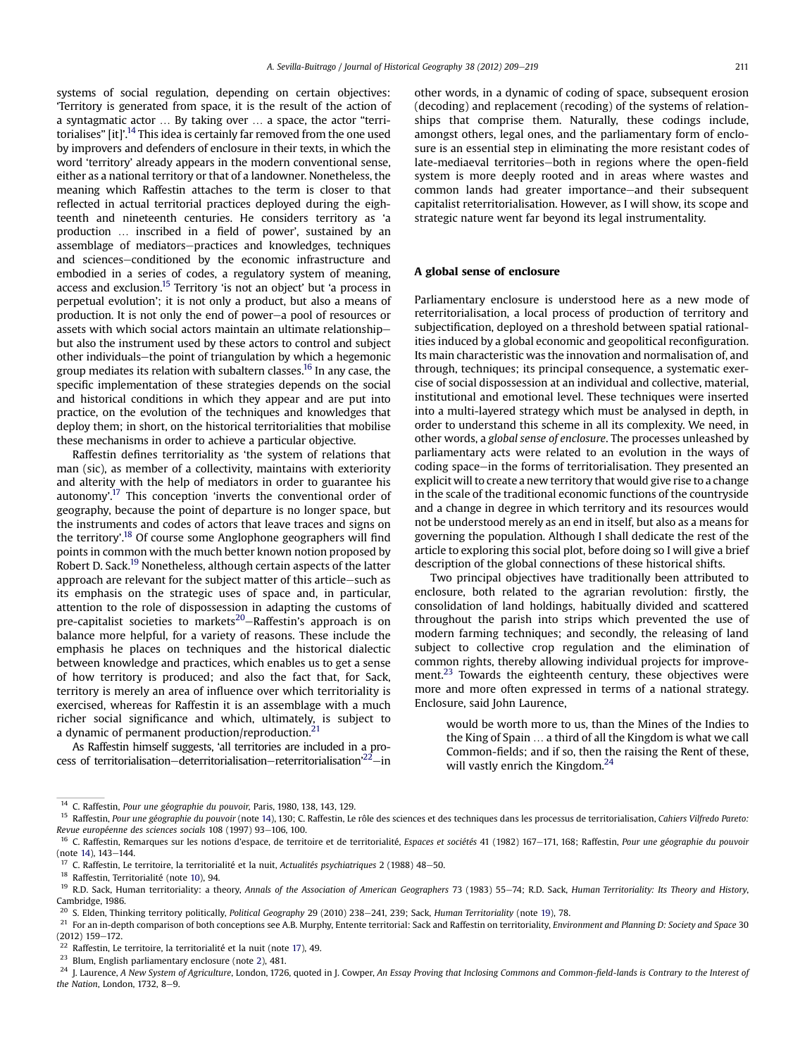systems of social regulation, depending on certain objectives: 'Territory is generated from space, it is the result of the action of a syntagmatic actor … By taking over … a space, the actor "territorialises" [it]'.[14] This idea is certainly far removed from the one used by improvers and defenders of enclosure in their texts, in which the word 'territory' already appears in the modern conventional sense, either as a national territory or that of a landowner. Nonetheless, the meaning which Raffestin attaches to the term is closer to that reflected in actual territorial practices deployed during the eighteenth and nineteenth centuries. He considers territory as 'a production … inscribed in a field of power', sustained by an assemblage of mediators—practices and knowledges, techniques and sciences—conditioned by the economic infrastructure and embodied in a series of codes, a regulatory system of meaning, access and exclusion.[15] Territory 'is not an object' but 'a process in perpetual evolution'; it is not only a product, but also a means of production. It is not only the end of power—a pool of resources or assets with which social actors maintain an ultimate relationship—but also the instrument used by these actors to control and subject other individuals—the point of triangulation by which a hegemonic group mediates its relation with subaltern classes.[16] In any case, the specific implementation of these strategies depends on the social and historical conditions in which they appear and are put into practice, on the evolution of the techniques and knowledges that deploy them; in short, on the historical territorialities that mobilise these mechanisms in order to achieve a particular objective.

Raffestin defines territoriality as 'the system of relations that man (sic), as member of a collectivity, maintains with exteriority and alterity with the help of mediators in order to guarantee his autonomy'.[17] This conception 'inverts the conventional order of geography, because the point of departure is no longer space, but the instruments and codes of actors that leave traces and signs on the territory'.[18] Of course some Anglophone geographers will find points in common with the much better known notion proposed by Robert D. Sack.[19] Nonetheless, although certain aspects of the latter approach are relevant for the subject matter of this article—such as its emphasis on the strategic uses of space and, in particular, attention to the role of dispossession in adapting the customs of pre-capitalist societies to markets[20]—Raffestin's approach is on balance more helpful, for a variety of reasons. These include the emphasis he places on techniques and the historical dialectic between knowledge and practices, which enables us to get a sense of how territory is produced; and also the fact that, for Sack, territory is merely an area of influence over which territoriality is exercised, whereas for Raffestin it is an assemblage with a much richer social significance and which, ultimately, is subject to a dynamic of permanent production/reproduction.[21]

As Raffestin himself suggests, 'all territories are included in a process of territorialisation—deterritorialisation—reterritorialisation'[22]—in other words, in a dynamic of coding of space, subsequent erosion (decoding) and replacement (recoding) of the systems of relationships that comprise them. Naturally, these codings include, amongst others, legal ones, and the parliamentary form of enclosure is an essential step in eliminating the more resistant codes of late-mediaeval territories—both in regions where the open-field system is more deeply rooted and in areas where wastes and common lands had greater importance—and their subsequent capitalist reterritorialisation. However, as I will show, its scope and strategic nature went far beyond its legal instrumentality.

## A global sense of enclosure

Parliamentary enclosure is understood here as a new mode of reterritorialisation, a local process of production of territory and subjectification, deployed on a threshold between spatial rationalities induced by a global economic and geopolitical reconfiguration. Its main characteristic was the innovation and normalisation of, and through, techniques; its principal consequence, a systematic exercise of social dispossession at an individual and collective, material, institutional and emotional level. These techniques were inserted into a multi-layered strategy which must be analysed in depth, in order to understand this scheme in all its complexity. We need, in other words, a *global sense of enclosure*. The processes unleashed by parliamentary acts were related to an evolution in the ways of coding space—in the forms of territorialisation. They presented an explicit will to create a new territory that would give rise to a change in the scale of the traditional economic functions of the countryside and a change in degree in which territory and its resources would not be understood merely as an end in itself, but also as a means for governing the population. Although I shall dedicate the rest of the article to exploring this social plot, before doing so I will give a brief description of the global connections of these historical shifts.

Two principal objectives have traditionally been attributed to enclosure, both related to the agrarian revolution: firstly, the consolidation of land holdings, habitually divided and scattered throughout the parish into strips which prevented the use of modern farming techniques; and secondly, the releasing of land subject to collective crop regulation and the elimination of common rights, thereby allowing individual projects for improvement.[23] Towards the eighteenth century, these objectives were more and more often expressed in terms of a national strategy. Enclosure, said John Laurence,

> would be worth more to us, than the Mines of the Indies to the King of Spain … a third of all the Kingdom is what we call Common-fields; and if so, then the raising the Rent of these, will vastly enrich the Kingdom.[24]

---

[14] C. Raffestin, *Pour une géographie du pouvoir*, Paris, 1980, 138, 143, 129.

[15] Raffestin, *Pour une géographie du pouvoir* (note 14), 130; C. Raffestin, Le rôle des sciences et des techniques dans les processus de territorialisation, *Cahiers Vilfredo Pareto: Revue européenne des sciences socials* 108 (1997) 93–106, 100.

[16] C. Raffestin, Remarques sur les notions d'espace, de territoire et de territorialité, *Espaces et sociétés* 41 (1982) 167–171, 168; Raffestin, *Pour une géographie du pouvoir* (note 14), 143–144.

[17] C. Raffestin, Le territoire, la territorialité et la nuit, *Actualités psychiatriques* 2 (1988) 48–50.

[18] Raffestin, Territorialité (note 10), 94.

[19] R.D. Sack, Human territoriality: a theory, *Annals of the Association of American Geographers* 73 (1983) 55–74; R.D. Sack, *Human Territoriality: Its Theory and History*, Cambridge, 1986.

[20] S. Elden, Thinking territory politically, *Political Geography* 29 (2010) 238–241, 239; Sack, *Human Territoriality* (note 19), 78.

[21] For an in-depth comparison of both conceptions see A.B. Murphy, Entente territorial: Sack and Raffestin on territoriality, *Environment and Planning D: Society and Space* 30 (2012) 159–172.

[22] Raffestin, Le territoire, la territorialité et la nuit (note 17), 49.

[23] Blum, English parliamentary enclosure (note 2), 481.

[24] J. Laurence, *A New System of Agriculture*, London, 1726, quoted in J. Cowper, *An Essay Proving that Inclosing Commons and Common-field-lands is Contrary to the Interest of the Nation*, London, 1732, 8–9.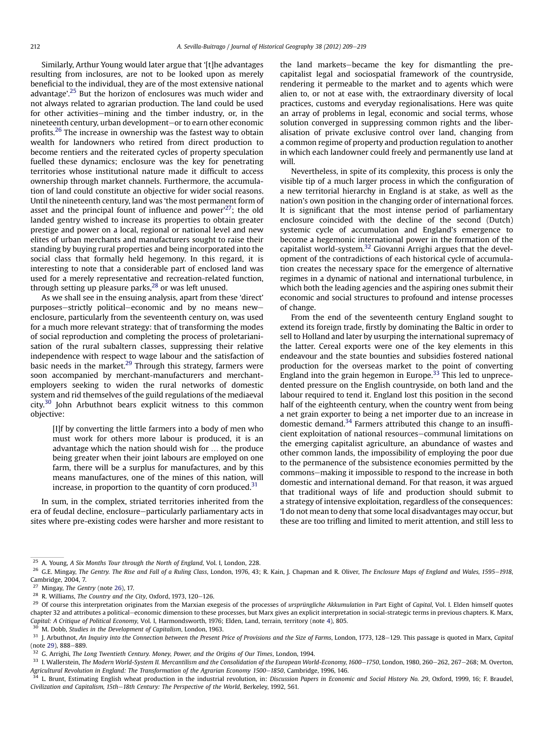Similarly, Arthur Young would later argue that '[t]he advantages resulting from inclosures, are not to be looked upon as merely beneficial to the individual, they are of the most extensive national advantage'.[25] But the horizon of enclosures was much wider and not always related to agrarian production. The land could be used for other activities—mining and the timber industry, or, in the nineteenth century, urban development—or to earn other economic profits.[26] The increase in ownership was the fastest way to obtain wealth for landowners who retired from direct production to become rentiers and the reiterated cycles of property speculation fuelled these dynamics; enclosure was the key for penetrating territories whose institutional nature made it difficult to access ownership through market channels. Furthermore, the accumulation of land could constitute an objective for wider social reasons. Until the nineteenth century, land was 'the most permanent form of asset and the principal fount of influence and power'[27]; the old landed gentry wished to increase its properties to obtain greater prestige and power on a local, regional or national level and new elites of urban merchants and manufacturers sought to raise their standing by buying rural properties and being incorporated into the social class that formally held hegemony. In this regard, it is interesting to note that a considerable part of enclosed land was used for a merely representative and recreation-related function, through setting up pleasure parks,[28] or was left unused.

As we shall see in the ensuing analysis, apart from these 'direct' purposes—strictly political—economic and by no means new—enclosure, particularly from the seventeenth century on, was used for a much more relevant strategy: that of transforming the modes of social reproduction and completing the process of proletarianisation of the rural subaltern classes, suppressing their relative independence with respect to wage labour and the satisfaction of basic needs in the market.[29] Through this strategy, farmers were soon accompanied by merchant-manufacturers and merchant-employers seeking to widen the rural networks of domestic system and rid themselves of the guild regulations of the mediaeval city.[30] John Arbuthnot bears explicit witness to this common objective:

> [I]f by converting the little farmers into a body of men who must work for others more labour is produced, it is an advantage which the nation should wish for ... the produce being greater when their joint labours are employed on one farm, there will be a surplus for manufactures, and by this means manufactures, one of the mines of this nation, will increase, in proportion to the quantity of corn produced.[31]

In sum, in the complex, striated territories inherited from the era of feudal decline, enclosure—particularly parliamentary acts in sites where pre-existing codes were harsher and more resistant to the land markets—became the key for dismantling the pre-capitalist legal and sociospatial framework of the countryside, rendering it permeable to the market and to agents which were alien to, or not at ease with, the extraordinary diversity of local practices, customs and everyday regionalisations. Here was quite an array of problems in legal, economic and social terms, whose solution converged in suppressing common rights and the liberalisation of private exclusive control over land, changing from a common regime of property and production regulation to another in which each landowner could freely and permanently use land at will.

Nevertheless, in spite of its complexity, this process is only the visible tip of a much larger process in which the configuration of a new territorial hierarchy in England is at stake, as well as the nation's own position in the changing order of international forces. It is significant that the most intense period of parliamentary enclosure coincided with the decline of the second (Dutch) systemic cycle of accumulation and England's emergence to become a hegemonic international power in the formation of the capitalist world-system.[32] Giovanni Arrighi argues that the development of the contradictions of each historical cycle of accumulation creates the necessary space for the emergence of alternative regimes in a dynamic of national and international turbulence, in which both the leading agencies and the aspiring ones submit their economic and social structures to profound and intense processes of change.

From the end of the seventeenth century England sought to extend its foreign trade, firstly by dominating the Baltic in order to sell to Holland and later by usurping the international supremacy of the latter. Cereal exports were one of the key elements in this endeavour and the state bounties and subsidies fostered national production for the overseas market to the point of converting England into the grain hegemon in Europe.[33] This led to unprecedented pressure on the English countryside, on both land and the labour required to tend it. England lost this position in the second half of the eighteenth century, when the country went from being a net grain exporter to being a net importer due to an increase in domestic demand.[34] Farmers attributed this change to an insufficient exploitation of national resources—communal limitations on the emerging capitalist agriculture, an abundance of wastes and other common lands, the impossibility of employing the poor due to the permanence of the subsistence economies permitted by the commons—making it impossible to respond to the increase in both domestic and international demand. For that reason, it was argued that traditional ways of life and production should submit to a strategy of intensive exploitation, regardless of the consequences: 'I do not mean to deny that some local disadvantages may occur, but these are too trifling and limited to merit attention, and still less to

---

[25] A. Young, *A Six Months Tour through the North of England*, Vol. I, London, 228.

[26] G.E. Mingay, *The Gentry. The Rise and Fall of a Ruling Class*, London, 1976, 43; R. Kain, J. Chapman and R. Oliver, *The Enclosure Maps of England and Wales, 1595–1918*, Cambridge, 2004, 7.

[27] Mingay, *The Gentry* (note 26), 17.

[28] R. Williams, *The Country and the City*, Oxford, 1973, 120–126.

[29] Of course this interpretation originates from the Marxian exegesis of the processes of *ursprüngliche Akkumulation* in Part Eight of *Capital*, Vol. I. Elden himself quotes chapter 32 and attributes a political–economic dimension to these processes, but Marx gives an explicit interpretation in social-strategic terms in previous chapters. K. Marx, *Capital: A Critique of Political Economy*, Vol. I, Harmondsworth, 1976; Elden, Land, terrain, territory (note 4), 805.

[30] M. Dobb, *Studies in the Development of Capitalism*, London, 1963.

[31] J. Arbuthnot, *An Inquiry into the Connection between the Present Price of Provisions and the Size of Farms*, London, 1773, 128–129. This passage is quoted in Marx, *Capital* (note 29), 888–889.

[32] G. Arrighi, *The Long Twentieth Century. Money, Power, and the Origins of Our Times*, London, 1994.

[33] I. Wallerstein, *The Modern World-System II. Mercantilism and the Consolidation of the European World-Economy, 1600–1750*, London, 1980, 260–262, 267–268; M. Overton, *Agricultural Revolution in England: The Transformation of the Agrarian Economy 1500–1850*, Cambridge, 1996, 146.

[34] L. Brunt, Estimating English wheat production in the industrial revolution, in: *Discussion Papers in Economic and Social History No. 29*, Oxford, 1999, 16; F. Braudel, *Civilization and Capitalism, 15th–18th Century: The Perspective of the World*, Berkeley, 1992, 561.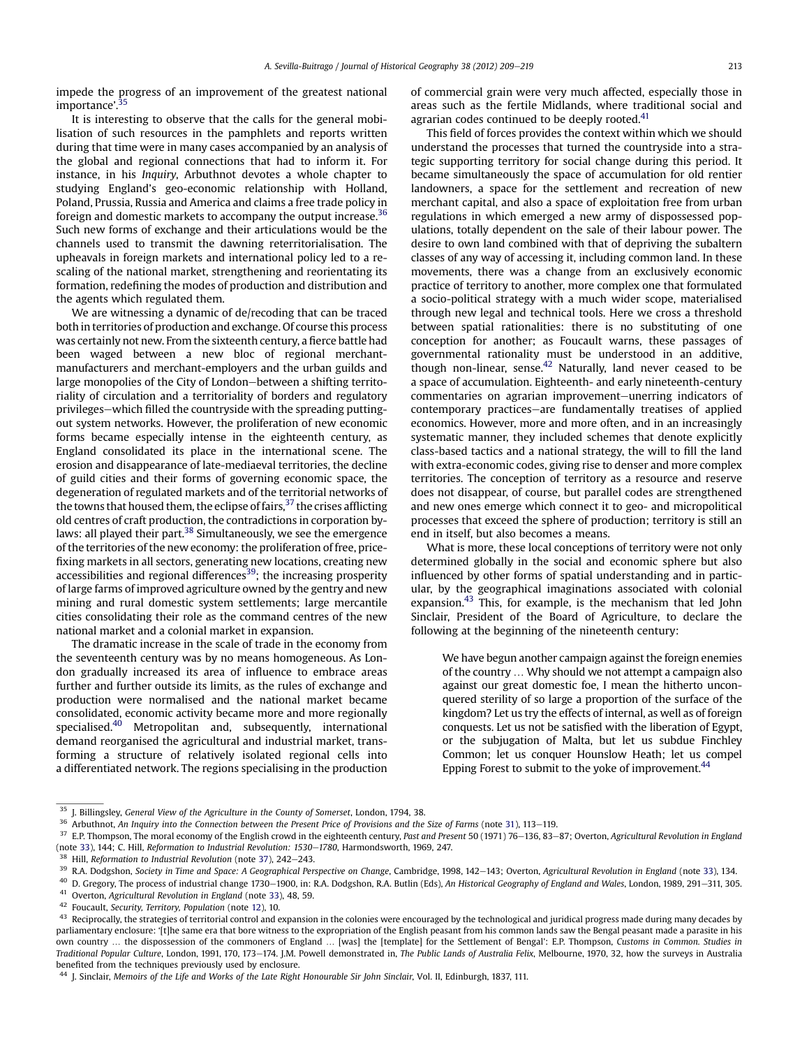impede the progress of an improvement of the greatest national importance'.[35]

It is interesting to observe that the calls for the general mobilisation of such resources in the pamphlets and reports written during that time were in many cases accompanied by an analysis of the global and regional connections that had to inform it. For instance, in his *Inquiry*, Arbuthnot devotes a whole chapter to studying England's geo-economic relationship with Holland, Poland, Prussia, Russia and America and claims a free trade policy in foreign and domestic markets to accompany the output increase.[36] Such new forms of exchange and their articulations would be the channels used to transmit the dawning reterritorialisation. The upheavals in foreign markets and international policy led to a rescaling of the national market, strengthening and reorientating its formation, redefining the modes of production and distribution and the agents which regulated them.

We are witnessing a dynamic of de/recoding that can be traced both in territories of production and exchange. Of course this process was certainly not new. From the sixteenth century, a fierce battle had been waged between a new bloc of regional merchant-manufacturers and merchant-employers and the urban guilds and large monopolies of the City of London—between a shifting territoriality of circulation and a territoriality of borders and regulatory privileges—which filled the countryside with the spreading putting-out system networks. However, the proliferation of new economic forms became especially intense in the eighteenth century, as England consolidated its place in the international scene. The erosion and disappearance of late-mediaeval territories, the decline of guild cities and their forms of governing economic space, the degeneration of regulated markets and of the territorial networks of the towns that housed them, the eclipse of fairs,[37] the crises afflicting old centres of craft production, the contradictions in corporation by-laws: all played their part.[38] Simultaneously, we see the emergence of the territories of the new economy: the proliferation of free, price-fixing markets in all sectors, generating new locations, creating new accessibilities and regional differences[39]; the increasing prosperity of large farms of improved agriculture owned by the gentry and new mining and rural domestic system settlements; large mercantile cities consolidating their role as the command centres of the new national market and a colonial market in expansion.

The dramatic increase in the scale of trade in the economy from the seventeenth century was by no means homogeneous. As London gradually increased its area of influence to embrace areas further and further outside its limits, as the rules of exchange and production were normalised and the national market became consolidated, economic activity became more and more regionally specialised.[40] Metropolitan and, subsequently, international demand reorganised the agricultural and industrial market, transforming a structure of relatively isolated regional cells into a differentiated network. The regions specialising in the production of commercial grain were very much affected, especially those in areas such as the fertile Midlands, where traditional social and agrarian codes continued to be deeply rooted.[41]

This field of forces provides the context within which we should understand the processes that turned the countryside into a strategic supporting territory for social change during this period. It became simultaneously the space of accumulation for old rentier landowners, a space for the settlement and recreation of new merchant capital, and also a space of exploitation free from urban regulations in which emerged a new army of dispossessed populations, totally dependent on the sale of their labour power. The desire to own land combined with that of depriving the subaltern classes of any way of accessing it, including common land. In these movements, there was a change from an exclusively economic practice of territory to another, more complex one that formulated a socio-political strategy with a much wider scope, materialised through new legal and technical tools. Here we cross a threshold between spatial rationalities: there is no substituting of one conception for another; as Foucault warns, these passages of governmental rationality must be understood in an additive, though non-linear, sense.[42] Naturally, land never ceased to be a space of accumulation. Eighteenth- and early nineteenth-century commentaries on agrarian improvement—unerring indicators of contemporary practices—are fundamentally treatises of applied economics. However, more and more often, and in an increasingly systematic manner, they included schemes that denote explicitly class-based tactics and a national strategy, the will to fill the land with extra-economic codes, giving rise to denser and more complex territories. The conception of territory as a resource and reserve does not disappear, of course, but parallel codes are strengthened and new ones emerge which connect it to geo- and micropolitical processes that exceed the sphere of production; territory is still an end in itself, but also becomes a means.

What is more, these local conceptions of territory were not only determined globally in the social and economic sphere but also influenced by other forms of spatial understanding and in particular, by the geographical imaginations associated with colonial expansion.[43] This, for example, is the mechanism that led John Sinclair, President of the Board of Agriculture, to declare the following at the beginning of the nineteenth century:

> We have begun another campaign against the foreign enemies of the country ... Why should we not attempt a campaign also against our great domestic foe, I mean the hitherto unconquered sterility of so large a proportion of the surface of the kingdom? Let us try the effects of internal, as well as of foreign conquests. Let us not be satisfied with the liberation of Egypt, or the subjugation of Malta, but let us subdue Finchley Common; let us conquer Hounslow Heath; let us compel Epping Forest to submit to the yoke of improvement.[44]

---

[35] J. Billingsley, *General View of the Agriculture in the County of Somerset*, London, 1794, 38.

[36] Arbuthnot, *An Inquiry into the Connection between the Present Price of Provisions and the Size of Farms* (note 31), 113–119.

[37] E.P. Thompson, The moral economy of the English crowd in the eighteenth century, *Past and Present* 50 (1971) 76–136, 83–87; Overton, *Agricultural Revolution in England* (note 33), 144; C. Hill, *Reformation to Industrial Revolution: 1530–1780*, Harmondsworth, 1969, 247.

[38] Hill, *Reformation to Industrial Revolution* (note 37), 242–243.

[39] R.A. Dodgshon, *Society in Time and Space: A Geographical Perspective on Change*, Cambridge, 1998, 142–143; Overton, *Agricultural Revolution in England* (note 33), 134.

[40] D. Gregory, The process of industrial change 1730–1900, in: R.A. Dodgshon, R.A. Butlin (Eds), *An Historical Geography of England and Wales*, London, 1989, 291–311, 305.

[41] Overton, *Agricultural Revolution in England* (note 33), 48, 59.

[42] Foucault, *Security, Territory, Population* (note 12), 10.

[43] Reciprocally, the strategies of territorial control and expansion in the colonies were encouraged by the technological and juridical progress made during many decades by parliamentary enclosure: '[t]he same era that bore witness to the expropriation of the English peasant from his common lands saw the Bengal peasant made a parasite in his own country ... the dispossession of the commoners of England ... [was] the [template] for the Settlement of Bengal': E.P. Thompson, *Customs in Common. Studies in Traditional Popular Culture*, London, 1991, 170, 173–174. J.M. Powell demonstrated in, *The Public Lands of Australia Felix*, Melbourne, 1970, 32, how the surveys in Australia benefited from the techniques previously used by enclosure.

[44] J. Sinclair, *Memoirs of the Life and Works of the Late Right Honourable Sir John Sinclair*, Vol. II, Edinburgh, 1837, 111.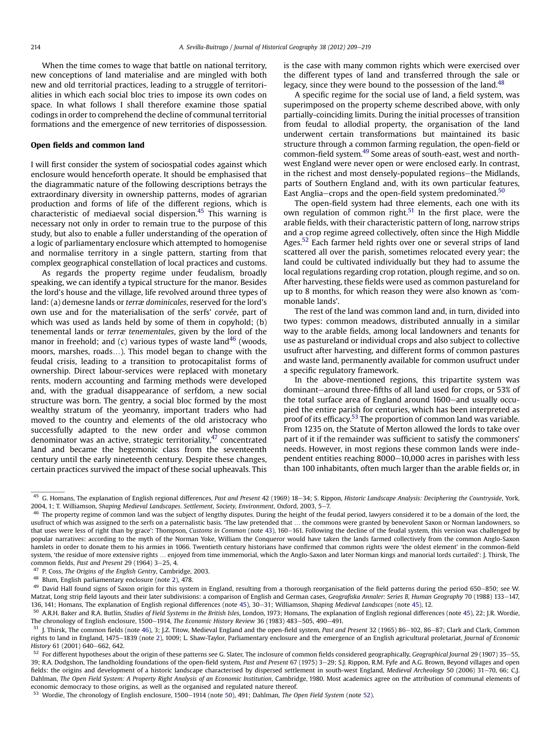When the time comes to wage that battle on national territory, new conceptions of land materialise and are mingled with both new and old territorial practices, leading to a struggle of territorialities in which each social bloc tries to impose its own codes on space. In what follows I shall therefore examine those spatial codings in order to comprehend the decline of communal territorial formations and the emergence of new territories of dispossession.

## Open fields and common land

I will first consider the system of sociospatial codes against which enclosure would henceforth operate. It should be emphasised that the diagrammatic nature of the following descriptions betrays the extraordinary diversity in ownership patterns, modes of agrarian production and forms of life of the different regions, which is characteristic of mediaeval social dispersion.[45] This warning is necessary not only in order to remain true to the purpose of this study, but also to enable a fuller understanding of the operation of a logic of parliamentary enclosure which attempted to homogenise and normalise territory in a single pattern, starting from that complex geographical constellation of local practices and customs.

As regards the property regime under feudalism, broadly speaking, we can identify a typical structure for the manor. Besides the lord's house and the village, life revolved around three types of land: (a) demesne lands or *terræ dominicales*, reserved for the lord's own use and for the materialisation of the serfs' *corvée*, part of which was used as lands held by some of them in copyhold; (b) tenemental lands or *terræ tenementales*, given by the lord of the manor in freehold; and (c) various types of waste land[46] (woods, moors, marshes, roads…). This model began to change with the feudal crisis, leading to a transition to protocapitalist forms of ownership. Direct labour-services were replaced with monetary rents, modern accounting and farming methods were developed and, with the gradual disappearance of serfdom, a new social structure was born. The gentry, a social bloc formed by the most wealthy stratum of the yeomanry, important traders who had moved to the country and elements of the old aristocracy who successfully adapted to the new order and whose common denominator was an active, strategic territoriality,[47] concentrated land and became the hegemonic class from the seventeenth century until the early nineteenth century. Despite these changes, certain practices survived the impact of these social upheavals. This is the case with many common rights which were exercised over the different types of land and transferred through the sale or legacy, since they were bound to the possession of the land.[48]

A specific regime for the social use of land, a field system, was superimposed on the property scheme described above, with only partially-coinciding limits. During the initial processes of transition from feudal to allodial property, the organisation of the land underwent certain transformations but maintained its basic structure through a common farming regulation, the open-field or common-field system.[49] Some areas of south-east, west and north-west England were never open or were enclosed early. In contrast, in the richest and most densely-populated regions—the Midlands, parts of Southern England and, with its own particular features, East Anglia—crops and the open-field system predominated.[50]

The open-field system had three elements, each one with its own regulation of common right.[51] In the first place, were the arable fields, with their characteristic pattern of long, narrow strips and a crop regime agreed collectively, often since the High Middle Ages.[52] Each farmer held rights over one or several strips of land scattered all over the parish, sometimes relocated every year; the land could be cultivated individually but they had to assume the local regulations regarding crop rotation, plough regime, and so on. After harvesting, these fields were used as common pastureland for up to 8 months, for which reason they were also known as 'commonable lands'.

The rest of the land was common land and, in turn, divided into two types: common meadows, distributed annually in a similar way to the arable fields, among local landowners and tenants for use as pastureland or individual crops and also subject to collective usufruct after harvesting, and different forms of common pastures and waste land, permanently available for common usufruct under a specific regulatory framework.

In the above-mentioned regions, this tripartite system was dominant—around three-fifths of all land used for crops, or 53% of the total surface area of England around 1600—and usually occupied the entire parish for centuries, which has been interpreted as proof of its efficacy.[53] The proportion of common land was variable. From 1235 on, the Statute of Merton allowed the lords to take over part of it if the remainder was sufficient to satisfy the commoners' needs. However, in most regions these common lands were independent entities reaching 8000–10,000 acres in parishes with less than 100 inhabitants, often much larger than the arable fields or, in

---

[45] G. Homans, The explanation of English regional differences, *Past and Present* 42 (1969) 18–34; S. Rippon, *Historic Landscape Analysis: Deciphering the Countryside*, York, 2004, 1; T. Williamson, *Shaping Medieval Landscapes. Settlement, Society, Environment*, Oxford, 2003, 5–7.

[46] The property regime of common land was the subject of lengthy disputes. During the height of the feudal period, lawyers considered it to be a domain of the lord, the usufruct of which was assigned to the serfs on a paternalistic basis. 'The law pretended that … the commons were granted by benevolent Saxon or Norman landowners, so that users were less of right than by grace': Thompson, *Customs in Common* (note 43), 160–161. Following the decline of the feudal system, this version was challenged by popular narratives: according to the myth of the Norman Yoke, William the Conqueror would have taken the lands farmed collectively from the common Anglo-Saxon hamlets in order to donate them to his armies in 1066. Twentieth century historians have confirmed that common rights were 'the oldest element' in the common-field system, 'the residue of more extensive rights … enjoyed from time immemorial, which the Anglo-Saxon and later Norman kings and manorial lords curtailed': J. Thirsk, The common fields, *Past and Present* 29 (1964) 3–25, 4.

[47] P. Coss, *The Origins of the English Gentry*, Cambridge, 2003.

[48] Blum, English parliamentary enclosure (note 2), 478.

[49] David Hall found signs of Saxon origin for this system in England, resulting from a thorough reorganisation of the field patterns during the period 650–850; see W. Matzat, Long strip field layouts and their later subdivisions: a comparison of English and German cases, *Geografiska Annaler: Series B, Human Geography* 70 (1988) 133–147, 136, 141; Homans, The explanation of English regional differences (note 45), 30–31; Williamson, *Shaping Medieval Landscapes* (note 45), 12.

[50] A.R.H. Baker and R.A. Butlin, *Studies of Field Systems in the British Isles*, London, 1973; Homans, The explanation of English regional differences (note 45), 22; J.R. Wordie, The chronology of English enclosure, 1500–1914, *The Economic History Review* 36 (1983) 483–505, 490–491.

[51] J. Thirsk, The common fields (note 46), 3; J.Z. Titow, Medieval England and the open-field system, *Past and Present* 32 (1965) 86–102, 86–87; Clark and Clark, Common rights to land in England, 1475–1839 (note 2), 1009; L. Shaw-Taylor, Parliamentary enclosure and the emergence of an English agricultural proletariat, *Journal of Economic History* 61 (2001) 640–662, 642.

[52] For different hypotheses about the origin of these patterns see G. Slater, The inclosure of common fields considered geographically, *Geographical Journal* 29 (1907) 35–55, 39; R.A. Dodgshon, The landholding foundations of the open-field system, *Past and Present* 67 (1975) 3–29; S.J. Rippon, R.M. Fyfe and A.G. Brown, Beyond villages and open fields: the origins and development of a historic landscape characterised by dispersed settlement in south-west England, *Medieval Archeology* 50 (2006) 31–70, 66; C.J. Dahlman, *The Open Field System: A Property Right Analysis of an Economic Institution*, Cambridge, 1980. Most academics agree on the attribution of communal elements of economic democracy to those origins, as well as the organised and regulated nature thereof.

[53] Wordie, The chronology of English enclosure, 1500–1914 (note 50), 491; Dahlman, *The Open Field System* (note 52).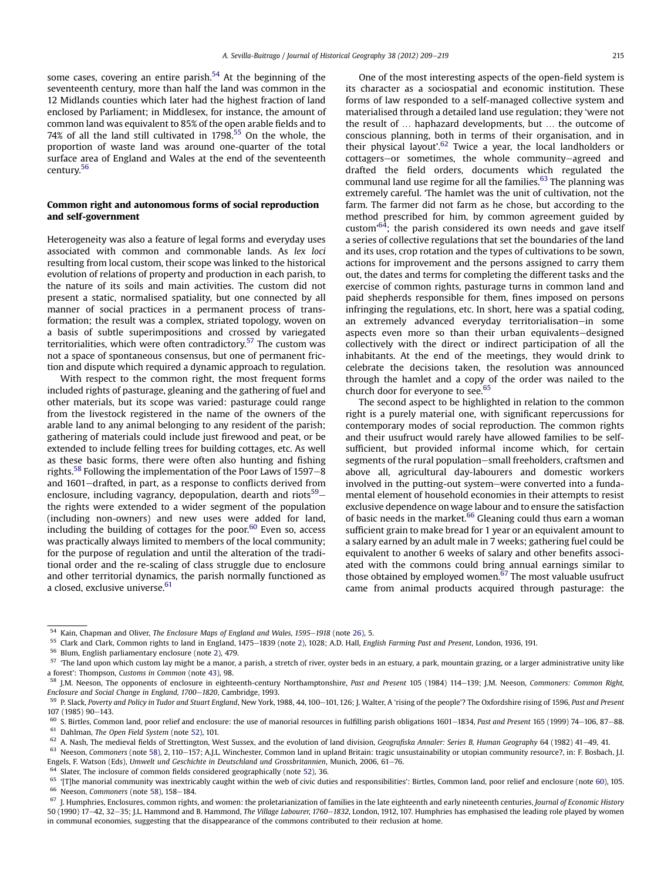some cases, covering an entire parish.[54] At the beginning of the seventeenth century, more than half the land was common in the 12 Midlands counties which later had the highest fraction of land enclosed by Parliament; in Middlesex, for instance, the amount of common land was equivalent to 85% of the open arable fields and to 74% of all the land still cultivated in 1798.[55] On the whole, the proportion of waste land was around one-quarter of the total surface area of England and Wales at the end of the seventeenth century.[56]

## Common right and autonomous forms of social reproduction and self-government

Heterogeneity was also a feature of legal forms and everyday uses associated with common and commonable lands. As *lex loci* resulting from local custom, their scope was linked to the historical evolution of relations of property and production in each parish, to the nature of its soils and main activities. The custom did not present a static, normalised spatiality, but one connected by all manner of social practices in a permanent process of transformation; the result was a complex, striated topology, woven on a basis of subtle superimpositions and crossed by variegated territorialities, which were often contradictory.[57] The custom was not a space of spontaneous consensus, but one of permanent friction and dispute which required a dynamic approach to regulation.

With respect to the common right, the most frequent forms included rights of pasturage, gleaning and the gathering of fuel and other materials, but its scope was varied: pasturage could range from the livestock registered in the name of the owners of the arable land to any animal belonging to any resident of the parish; gathering of materials could include just firewood and peat, or be extended to include felling trees for building cottages, etc. As well as these basic forms, there were often also hunting and fishing rights.[58] Following the implementation of the Poor Laws of 1597–8 and 1601—drafted, in part, as a response to conflicts derived from enclosure, including vagrancy, depopulation, dearth and riots[59]—the rights were extended to a wider segment of the population (including non-owners) and new uses were added for land, including the building of cottages for the poor.[60] Even so, access was practically always limited to members of the local community; for the purpose of regulation and until the alteration of the traditional order and the re-scaling of class struggle due to enclosure and other territorial dynamics, the parish normally functioned as a closed, exclusive universe.[61]

One of the most interesting aspects of the open-field system is its character as a sociospatial and economic institution. These forms of law responded to a self-managed collective system and materialised through a detailed land use regulation; they 'were not the result of … haphazard developments, but … the outcome of conscious planning, both in terms of their organisation, and in their physical layout'.[62] Twice a year, the local landholders or cottagers—or sometimes, the whole community—agreed and drafted the field orders, documents which regulated the communal land use regime for all the families.[63] The planning was extremely careful. 'The hamlet was the unit of cultivation, not the farm. The farmer did not farm as he chose, but according to the method prescribed for him, by common agreement guided by custom'[64]; the parish considered its own needs and gave itself a series of collective regulations that set the boundaries of the land and its uses, crop rotation and the types of cultivations to be sown, actions for improvement and the persons assigned to carry them out, the dates and terms for completing the different tasks and the exercise of common rights, pasturage turns in common land and paid shepherds responsible for them, fines imposed on persons infringing the regulations, etc. In short, here was a spatial coding, an extremely advanced everyday territorialisation—in some aspects even more so than their urban equivalents—designed collectively with the direct or indirect participation of all the inhabitants. At the end of the meetings, they would drink to celebrate the decisions taken, the resolution was announced through the hamlet and a copy of the order was nailed to the church door for everyone to see.[65]

The second aspect to be highlighted in relation to the common right is a purely material one, with significant repercussions for contemporary modes of social reproduction. The common rights and their usufruct would rarely have allowed families to be self-sufficient, but provided informal income which, for certain segments of the rural population—small freeholders, craftsmen and above all, agricultural day-labourers and domestic workers involved in the putting-out system—were converted into a fundamental element of household economies in their attempts to resist exclusive dependence on wage labour and to ensure the satisfaction of basic needs in the market.[66] Gleaning could thus earn a woman sufficient grain to make bread for 1 year or an equivalent amount to a salary earned by an adult male in 7 weeks; gathering fuel could be equivalent to another 6 weeks of salary and other benefits associated with the commons could bring annual earnings similar to those obtained by employed women.[67] The most valuable usufruct came from animal products acquired through pasturage: the

---

[54] Kain, Chapman and Oliver, *The Enclosure Maps of England and Wales, 1595–1918* (note 26), 5.

[55] Clark and Clark, Common rights to land in England, 1475–1839 (note 2), 1028; A.D. Hall, *English Farming Past and Present*, London, 1936, 191.

[56] Blum, English parliamentary enclosure (note 2), 479.

[57] 'The land upon which custom lay might be a manor, a parish, a stretch of river, oyster beds in an estuary, a park, mountain grazing, or a larger administrative unity like a forest': Thompson, *Customs in Common* (note 43), 98.

[58] J.M. Neeson, The opponents of enclosure in eighteenth-century Northamptonshire, *Past and Present* 105 (1984) 114–139; J.M. Neeson, *Commoners: Common Right, Enclosure and Social Change in England, 1700–1820*, Cambridge, 1993.

[59] P. Slack, *Poverty and Policy in Tudor and Stuart England*, New York, 1988, 44, 100–101, 126; J. Walter, A 'rising of the people'? The Oxfordshire rising of 1596, *Past and Present* 107 (1985) 90–143.

[60] S. Birtles, Common land, poor relief and enclosure: the use of manorial resources in fulfilling parish obligations 1601–1834, *Past and Present* 165 (1999) 74–106, 87–88.

[61] Dahlman, *The Open Field System* (note 52), 101.

[62] A. Nash, The medieval fields of Strettington, West Sussex, and the evolution of land division, *Geografiska Annaler: Series B, Human Geography* 64 (1982) 41–49, 41.

[63] Neeson, *Commoners* (note 58), 2, 110–157; A.J.L. Winchester, Common land in upland Britain: tragic unsustainability or utopian community resource?, in: F. Bosbach, J.I. Engels, F. Watson (Eds), *Umwelt und Geschichte in Deutschland und Grossbritannien*, Munich, 2006, 61–76.

[64] Slater, The inclosure of common fields considered geographically (note 52), 36.

[65] '[T]he manorial community was inextricably caught within the web of civic duties and responsibilities': Birtles, Common land, poor relief and enclosure (note 60), 105.

[66] Neeson, *Commoners* (note 58), 158–184.

[67] J. Humphries, Enclosures, common rights, and women: the proletarianization of families in the late eighteenth and early nineteenth centuries, *Journal of Economic History* 50 (1990) 17–42, 32–35; J.L. Hammond and B. Hammond, *The Village Labourer, 1760–1832*, London, 1912, 107. Humphries has emphasised the leading role played by women in communal economies, suggesting that the disappearance of the commons contributed to their reclusion at home.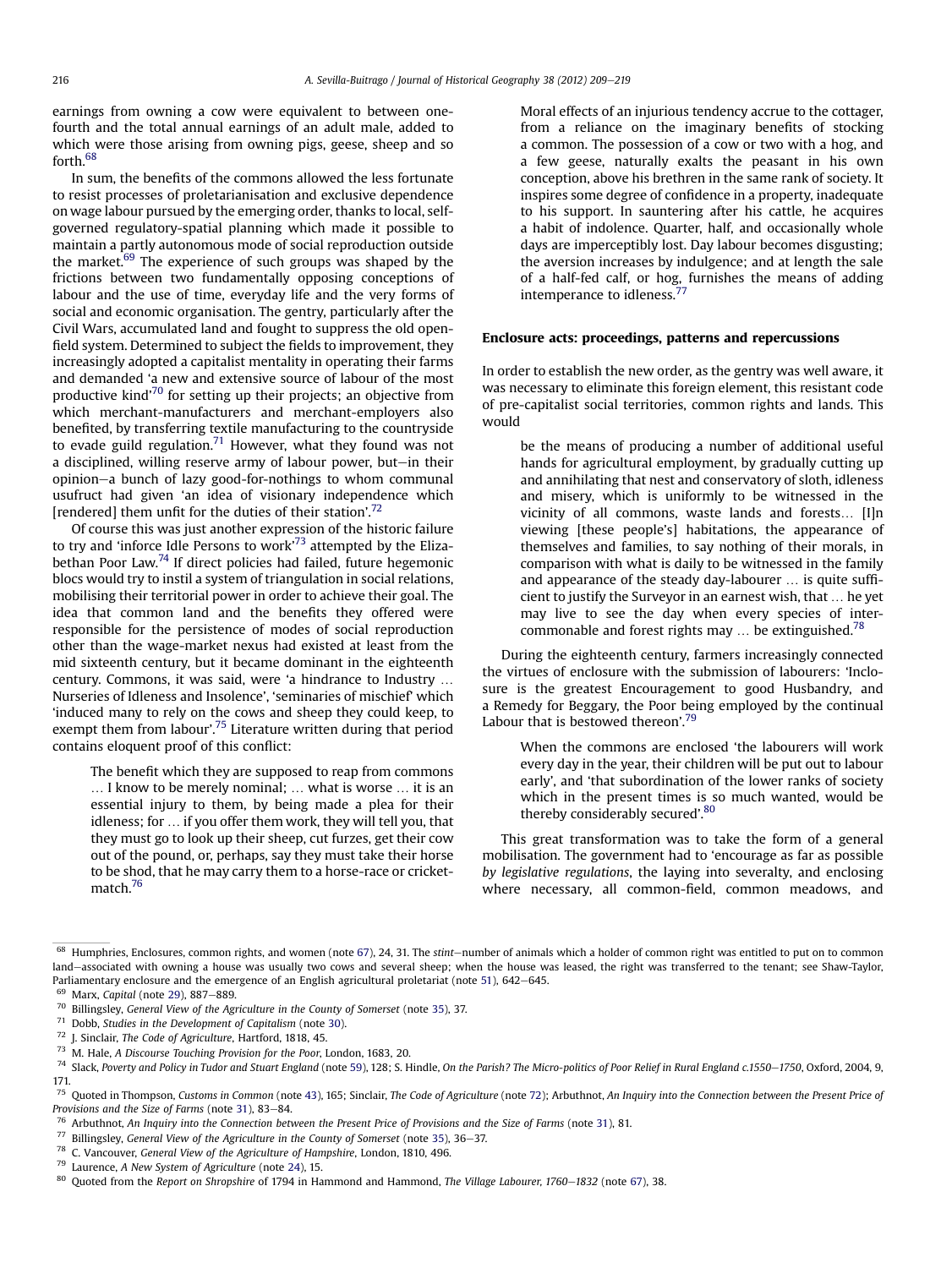earnings from owning a cow were equivalent to between one-fourth and the total annual earnings of an adult male, added to which were those arising from owning pigs, geese, sheep and so forth.[68]

In sum, the benefits of the commons allowed the less fortunate to resist processes of proletarianisation and exclusive dependence on wage labour pursued by the emerging order, thanks to local, self-governed regulatory-spatial planning which made it possible to maintain a partly autonomous mode of social reproduction outside the market.[69] The experience of such groups was shaped by the frictions between two fundamentally opposing conceptions of labour and the use of time, everyday life and the very forms of social and economic organisation. The gentry, particularly after the Civil Wars, accumulated land and fought to suppress the old open-field system. Determined to subject the fields to improvement, they increasingly adopted a capitalist mentality in operating their farms and demanded 'a new and extensive source of labour of the most productive kind'[70] for setting up their projects; an objective from which merchant-manufacturers and merchant-employers also benefited, by transferring textile manufacturing to the countryside to evade guild regulation.[71] However, what they found was not a disciplined, willing reserve army of labour power, but—in their opinion—a bunch of lazy good-for-nothings to whom communal usufruct had given 'an idea of visionary independence which [rendered] them unfit for the duties of their station'.[72]

Of course this was just another expression of the historic failure to try and 'inforce Idle Persons to work'[73] attempted by the Elizabethan Poor Law.[74] If direct policies had failed, future hegemonic blocs would try to instil a system of triangulation in social relations, mobilising their territorial power in order to achieve their goal. The idea that common land and the benefits they offered were responsible for the persistence of modes of social reproduction other than the wage-market nexus had existed at least from the mid sixteenth century, but it became dominant in the eighteenth century. Commons, it was said, were 'a hindrance to Industry … Nurseries of Idleness and Insolence', 'seminaries of mischief' which 'induced many to rely on the cows and sheep they could keep, to exempt them from labour'.[75] Literature written during that period contains eloquent proof of this conflict:

> The benefit which they are supposed to reap from commons … I know to be merely nominal; … what is worse … it is an essential injury to them, by being made a plea for their idleness; for … if you offer them work, they will tell you, that they must go to look up their sheep, cut furzes, get their cow out of the pound, or, perhaps, say they must take their horse to be shod, that he may carry them to a horse-race or cricket-match.[76]

> Moral effects of an injurious tendency accrue to the cottager, from a reliance on the imaginary benefits of stocking a common. The possession of a cow or two with a hog, and a few geese, naturally exalts the peasant in his own conception, above his brethren in the same rank of society. It inspires some degree of confidence in a property, inadequate to his support. In sauntering after his cattle, he acquires a habit of indolence. Quarter, half, and occasionally whole days are imperceptibly lost. Day labour becomes disgusting; the aversion increases by indulgence; and at length the sale of a half-fed calf, or hog, furnishes the means of adding intemperance to idleness.[77]

## Enclosure acts: proceedings, patterns and repercussions

In order to establish the new order, as the gentry was well aware, it was necessary to eliminate this foreign element, this resistant code of pre-capitalist social territories, common rights and lands. This would

> be the means of producing a number of additional useful hands for agricultural employment, by gradually cutting up and annihilating that nest and conservatory of sloth, idleness and misery, which is uniformly to be witnessed in the vicinity of all commons, waste lands and forests… [I]n viewing [these people's] habitations, the appearance of themselves and families, to say nothing of their morals, in comparison with what is daily to be witnessed in the family and appearance of the steady day-labourer … is quite sufficient to justify the Surveyor in an earnest wish, that … he yet may live to see the day when every species of inter-commonable and forest rights may … be extinguished.[78]

During the eighteenth century, farmers increasingly connected the virtues of enclosure with the submission of labourers: 'Inclosure is the greatest Encouragement to good Husbandry, and a Remedy for Beggary, the Poor being employed by the continual Labour that is bestowed thereon'.[79]

> When the commons are enclosed 'the labourers will work every day in the year, their children will be put out to labour early', and 'that subordination of the lower ranks of society which in the present times is so much wanted, would be thereby considerably secured'.[80]

This great transformation was to take the form of a general mobilisation. The government had to 'encourage as far as possible *by legislative regulations*, the laying into severalty, and enclosing where necessary, all common-field, common meadows, and

---

[68] Humphries, Enclosures, common rights, and women (note 67), 24, 31. The *stint*—number of animals which a holder of common right was entitled to put on to common land—associated with owning a house was usually two cows and several sheep; when the house was leased, the right was transferred to the tenant; see Shaw-Taylor, Parliamentary enclosure and the emergence of an English agricultural proletariat (note 51), 642–645.

[69] Marx, *Capital* (note 29), 887–889.

[70] Billingsley, *General View of the Agriculture in the County of Somerset* (note 35), 37.

[71] Dobb, *Studies in the Development of Capitalism* (note 30).

[72] J. Sinclair, *The Code of Agriculture*, Hartford, 1818, 45.

[73] M. Hale, *A Discourse Touching Provision for the Poor*, London, 1683, 20.

[74] Slack, *Poverty and Policy in Tudor and Stuart England* (note 59), 128; S. Hindle, *On the Parish? The Micro-politics of Poor Relief in Rural England c.1550–1750*, Oxford, 2004, 9, 171.

[75] Quoted in Thompson, *Customs in Common* (note 43), 165; Sinclair, *The Code of Agriculture* (note 72); Arbuthnot, *An Inquiry into the Connection between the Present Price of Provisions and the Size of Farms* (note 31), 83–84.

[76] Arbuthnot, *An Inquiry into the Connection between the Present Price of Provisions and the Size of Farms* (note 31), 81.

[77] Billingsley, *General View of the Agriculture in the County of Somerset* (note 35), 36–37.

[78] C. Vancouver, *General View of the Agriculture of Hampshire*, London, 1810, 496.

[79] Laurence, *A New System of Agriculture* (note 24), 15.

[80] Quoted from the *Report on Shropshire* of 1794 in Hammond and Hammond, *The Village Labourer, 1760–1832* (note 67), 38.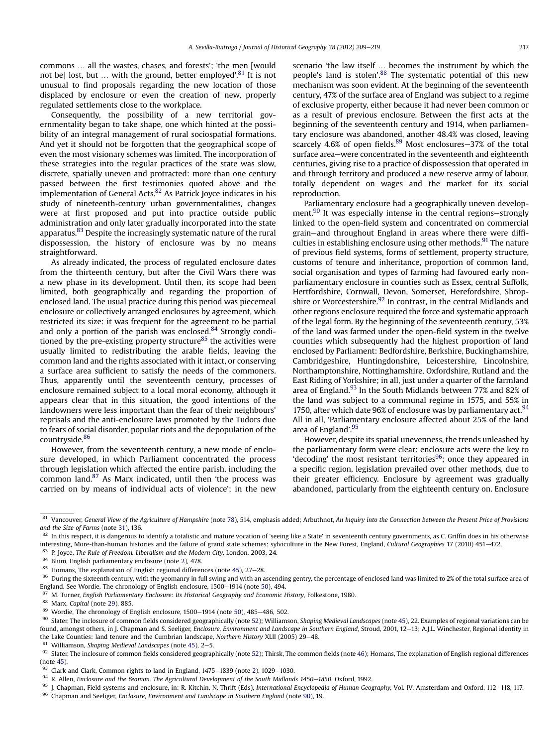commons … all the wastes, chases, and forests'; 'the men [would not be] lost, but … with the ground, better employed'.[81] It is not unusual to find proposals regarding the new location of those displaced by enclosure or even the creation of new, properly regulated settlements close to the workplace.

Consequently, the possibility of a new territorial governmentality began to take shape, one which hinted at the possibility of an integral management of rural sociospatial formations. And yet it should not be forgotten that the geographical scope of even the most visionary schemes was limited. The incorporation of these strategies into the regular practices of the state was slow, discrete, spatially uneven and protracted: more than one century passed between the first testimonies quoted above and the implementation of General Acts.[82] As Patrick Joyce indicates in his study of nineteenth-century urban governmentalities, changes were at first proposed and put into practice outside public administration and only later gradually incorporated into the state apparatus.[83] Despite the increasingly systematic nature of the rural dispossession, the history of enclosure was by no means straightforward.

As already indicated, the process of regulated enclosure dates from the thirteenth century, but after the Civil Wars there was a new phase in its development. Until then, its scope had been limited, both geographically and regarding the proportion of enclosed land. The usual practice during this period was piecemeal enclosure or collectively arranged enclosures by agreement, which restricted its size: it was frequent for the agreement to be partial and only a portion of the parish was enclosed.[84] Strongly conditioned by the pre-existing property structure[85] the activities were usually limited to redistributing the arable fields, leaving the common land and the rights associated with it intact, or conserving a surface area sufficient to satisfy the needs of the commoners. Thus, apparently until the seventeenth century, processes of enclosure remained subject to a local moral economy, although it appears clear that in this situation, the good intentions of the landowners were less important than the fear of their neighbours' reprisals and the anti-enclosure laws promoted by the Tudors due to fears of social disorder, popular riots and the depopulation of the countryside.[86]

However, from the seventeenth century, a new mode of enclosure developed, in which Parliament concentrated the process through legislation which affected the entire parish, including the common land.[87] As Marx indicated, until then 'the process was carried on by means of individual acts of violence'; in the new scenario 'the law itself … becomes the instrument by which the people's land is stolen'.[88] The systematic potential of this new mechanism was soon evident. At the beginning of the seventeenth century, 47% of the surface area of England was subject to a regime of exclusive property, either because it had never been common or as a result of previous enclosure. Between the first acts at the beginning of the seventeenth century and 1914, when parliamentary enclosure was abandoned, another 48.4% was closed, leaving scarcely 4.6% of open fields.[89] Most enclosures—37% of the total surface area—were concentrated in the seventeenth and eighteenth centuries, giving rise to a practice of dispossession that operated in and through territory and produced a new reserve army of labour, totally dependent on wages and the market for its social reproduction.

Parliamentary enclosure had a geographically uneven development.[90] It was especially intense in the central regions—strongly linked to the open-field system and concentrated on commercial grain—and throughout England in areas where there were difficulties in establishing enclosure using other methods.[91] The nature of previous field systems, forms of settlement, property structure, customs of tenure and inheritance, proportion of common land, social organisation and types of farming had favoured early non-parliamentary enclosure in counties such as Essex, central Suffolk, Hertfordshire, Cornwall, Devon, Somerset, Herefordshire, Shropshire or Worcestershire.[92] In contrast, in the central Midlands and other regions enclosure required the force and systematic approach of the legal form. By the beginning of the seventeenth century, 53% of the land was farmed under the open-field system in the twelve counties which subsequently had the highest proportion of land enclosed by Parliament: Bedfordshire, Berkshire, Buckinghamshire, Cambridgeshire, Huntingdonshire, Leicestershire, Lincolnshire, Northamptonshire, Nottinghamshire, Oxfordshire, Rutland and the East Riding of Yorkshire; in all, just under a quarter of the farmland area of England.[93] In the South Midlands between 77% and 82% of the land was subject to a communal regime in 1575, and 55% in 1750, after which date 96% of enclosure was by parliamentary act.[94] All in all, 'Parliamentary enclosure affected about 25% of the land area of England'.[95]

However, despite its spatial unevenness, the trends unleashed by the parliamentary form were clear: enclosure acts were the key to 'decoding' the most resistant territories[96]; once they appeared in a specific region, legislation prevailed over other methods, due to their greater efficiency. Enclosure by agreement was gradually abandoned, particularly from the eighteenth century on. Enclosure

---

[81] Vancouver, *General View of the Agriculture of Hampshire* (note 78), 514, emphasis added; Arbuthnot, *An Inquiry into the Connection between the Present Price of Provisions and the Size of Farms* (note 31), 136.

[82] In this respect, it is dangerous to identify a totalistic and mature vocation of 'seeing like a State' in seventeenth century governments, as C. Griffin does in his otherwise interesting, More-than-human histories and the failure of grand state schemes: sylviculture in the New Forest, England, *Cultural Geographies* 17 (2010) 451–472.

[83] P. Joyce, *The Rule of Freedom. Liberalism and the Modern City*, London, 2003, 24.

[84] Blum, English parliamentary enclosure (note 2), 478.

[85] Homans, The explanation of English regional differences (note 45), 27–28.

[86] During the sixteenth century, with the yeomanry in full swing and with an ascending gentry, the percentage of enclosed land was limited to 2% of the total surface area of England. See Wordie, The chronology of English enclosure, 1500–1914 (note 50), 494.

[87] M. Turner, *English Parliamentary Enclosure: Its Historical Geography and Economic History*, Folkestone, 1980.

[88] Marx, *Capital* (note 29), 885.

[89] Wordie, The chronology of English enclosure, 1500–1914 (note 50), 485–486, 502.

[90] Slater, The inclosure of common fields considered geographically (note 52); Williamson, *Shaping Medieval Landscapes* (note 45), 22. Examples of regional variations can be found, amongst others, in J. Chapman and S. Seeliger, *Enclosure, Environment and Landscape in Southern England*, Stroud, 2001, 12–13; A.J.L. Winchester, Regional identity in the Lake Counties: land tenure and the Cumbrian landscape, *Northern History* XLII (2005) 29–48.

[91] Williamson, *Shaping Medieval Landscapes* (note 45), 2–5.

[92] Slater, The inclosure of common fields considered geographically (note 52); Thirsk, The common fields (note 46); Homans, The explanation of English regional differences (note 45).

[93] Clark and Clark, Common rights to land in England, 1475–1839 (note 2), 1029–1030.

[94] R. Allen, *Enclosure and the Yeoman. The Agricultural Development of the South Midlands 1450–1850*, Oxford, 1992.

[95] J. Chapman, Field systems and enclosure, in: R. Kitchin, N. Thrift (Eds), *International Encyclopedia of Human Geography*, Vol. IV, Amsterdam and Oxford, 112–118, 117.

[96] Chapman and Seeliger, *Enclosure, Environment and Landscape in Southern England* (note 90), 19.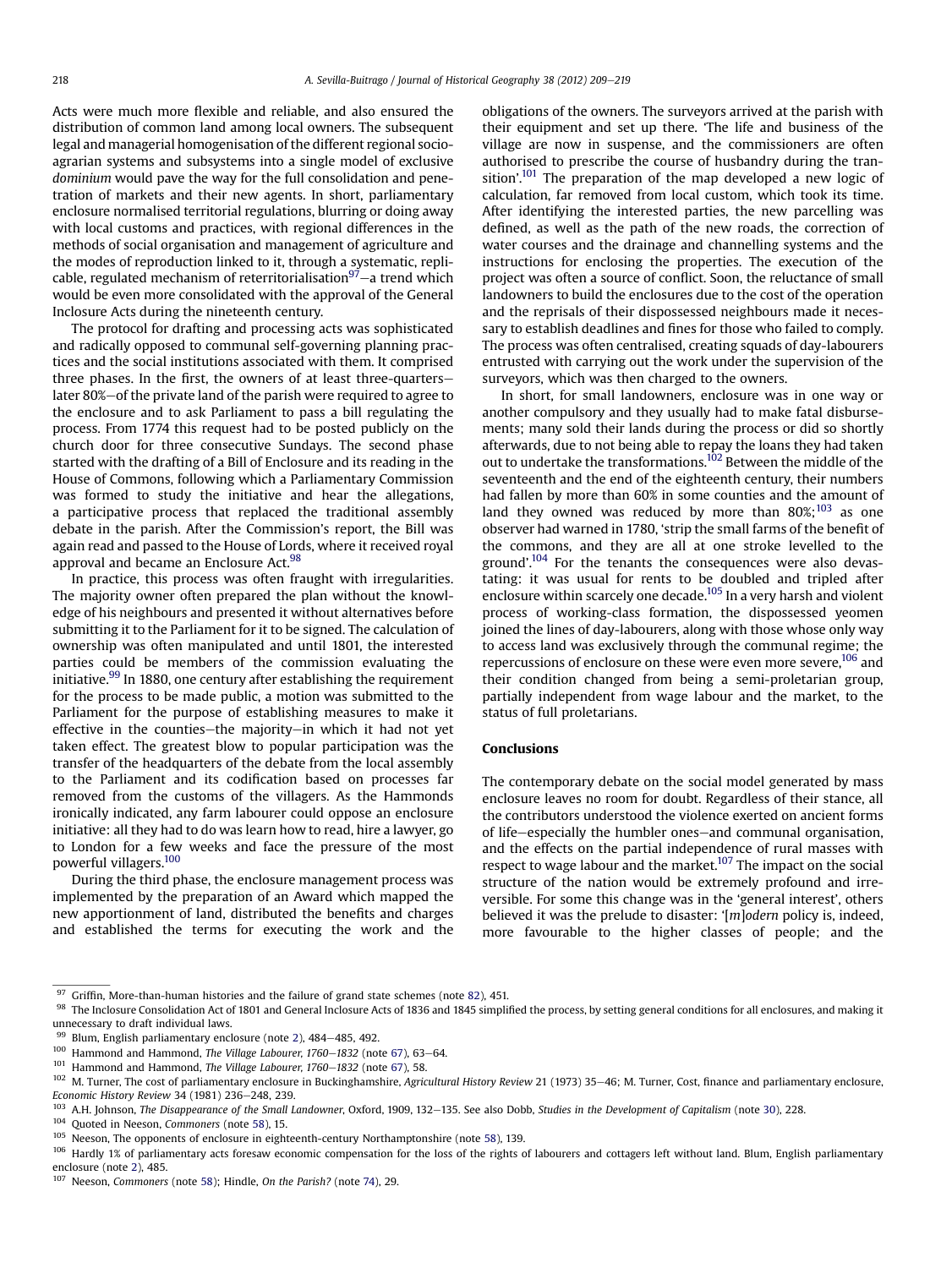Acts were much more flexible and reliable, and also ensured the distribution of common land among local owners. The subsequent legal and managerial homogenisation of the different regional socio-agrarian systems and subsystems into a single model of exclusive *dominium* would pave the way for the full consolidation and penetration of markets and their new agents. In short, parliamentary enclosure normalised territorial regulations, blurring or doing away with local customs and practices, with regional differences in the methods of social organisation and management of agriculture and the modes of reproduction linked to it, through a systematic, replicable, regulated mechanism of reterritorialisation[97]—a trend which would be even more consolidated with the approval of the General Inclosure Acts during the nineteenth century.

The protocol for drafting and processing acts was sophisticated and radically opposed to communal self-governing planning practices and the social institutions associated with them. It comprised three phases. In the first, the owners of at least three-quarters—later 80%—of the private land of the parish were required to agree to the enclosure and to ask Parliament to pass a bill regulating the process. From 1774 this request had to be posted publicly on the church door for three consecutive Sundays. The second phase started with the drafting of a Bill of Enclosure and its reading in the House of Commons, following which a Parliamentary Commission was formed to study the initiative and hear the allegations, a participative process that replaced the traditional assembly debate in the parish. After the Commission's report, the Bill was again read and passed to the House of Lords, where it received royal approval and became an Enclosure Act.[98]

In practice, this process was often fraught with irregularities. The majority owner often prepared the plan without the knowledge of his neighbours and presented it without alternatives before submitting it to the Parliament for it to be signed. The calculation of ownership was often manipulated and until 1801, the interested parties could be members of the commission evaluating the initiative.[99] In 1880, one century after establishing the requirement for the process to be made public, a motion was submitted to the Parliament for the purpose of establishing measures to make it effective in the counties—the majority—in which it had not yet taken effect. The greatest blow to popular participation was the transfer of the headquarters of the debate from the local assembly to the Parliament and its codification based on processes far removed from the customs of the villagers. As the Hammonds ironically indicated, any farm labourer could oppose an enclosure initiative: all they had to do was learn how to read, hire a lawyer, go to London for a few weeks and face the pressure of the most powerful villagers.[100]

During the third phase, the enclosure management process was implemented by the preparation of an Award which mapped the new apportionment of land, distributed the benefits and charges and established the terms for executing the work and the obligations of the owners. The surveyors arrived at the parish with their equipment and set up there. 'The life and business of the village are now in suspense, and the commissioners are often authorised to prescribe the course of husbandry during the transition'.[101] The preparation of the map developed a new logic of calculation, far removed from local custom, which took its time. After identifying the interested parties, the new parcelling was defined, as well as the path of the new roads, the correction of water courses and the drainage and channelling systems and the instructions for enclosing the properties. The execution of the project was often a source of conflict. Soon, the reluctance of small landowners to build the enclosures due to the cost of the operation and the reprisals of their dispossessed neighbours made it necessary to establish deadlines and fines for those who failed to comply. The process was often centralised, creating squads of day-labourers entrusted with carrying out the work under the supervision of the surveyors, which was then charged to the owners.

In short, for small landowners, enclosure was in one way or another compulsory and they usually had to make fatal disbursements; many sold their lands during the process or did so shortly afterwards, due to not being able to repay the loans they had taken out to undertake the transformations.[102] Between the middle of the seventeenth and the end of the eighteenth century, their numbers had fallen by more than 60% in some counties and the amount of land they owned was reduced by more than 80%;[103] as one observer had warned in 1780, 'strip the small farms of the benefit of the commons, and they are all at one stroke levelled to the ground'.[104] For the tenants the consequences were also devastating: it was usual for rents to be doubled and tripled after enclosure within scarcely one decade.[105] In a very harsh and violent process of working-class formation, the dispossessed yeomen joined the lines of day-labourers, along with those whose only way to access land was exclusively through the communal regime; the repercussions of enclosure on these were even more severe,[106] and their condition changed from being a semi-proletarian group, partially independent from wage labour and the market, to the status of full proletarians.

## Conclusions

The contemporary debate on the social model generated by mass enclosure leaves no room for doubt. Regardless of their stance, all the contributors understood the violence exerted on ancient forms of life—especially the humbler ones—and communal organisation, and the effects on the partial independence of rural masses with respect to wage labour and the market.[107] The impact on the social structure of the nation would be extremely profound and irreversible. For some this change was in the 'general interest', others believed it was the prelude to disaster: '[m]odern policy is, indeed, more favourable to the higher classes of people; and the

---

[97] Griffin, More-than-human histories and the failure of grand state schemes (note 82), 451.

[98] The Inclosure Consolidation Act of 1801 and General Inclosure Acts of 1836 and 1845 simplified the process, by setting general conditions for all enclosures, and making it unnecessary to draft individual laws.

[99] Blum, English parliamentary enclosure (note 2), 484–485, 492.

[100] Hammond and Hammond, *The Village Labourer, 1760–1832* (note 67), 63–64.

[101] Hammond and Hammond, *The Village Labourer, 1760–1832* (note 67), 58.

[102] M. Turner, The cost of parliamentary enclosure in Buckinghamshire, *Agricultural History Review* 21 (1973) 35–46; M. Turner, Cost, finance and parliamentary enclosure, *Economic History Review* 34 (1981) 236–248, 239.

[103] A.H. Johnson, *The Disappearance of the Small Landowner*, Oxford, 1909, 132–135. See also Dobb, *Studies in the Development of Capitalism* (note 30), 228.

[104] Quoted in Neeson, *Commoners* (note 58), 15.

[105] Neeson, The opponents of enclosure in eighteenth-century Northamptonshire (note 58), 139.

[106] Hardly 1% of parliamentary acts foresaw economic compensation for the loss of the rights of labourers and cottagers left without land. Blum, English parliamentary enclosure (note 2), 485.

[107] Neeson, *Commoners* (note 58); Hindle, *On the Parish?* (note 74), 29.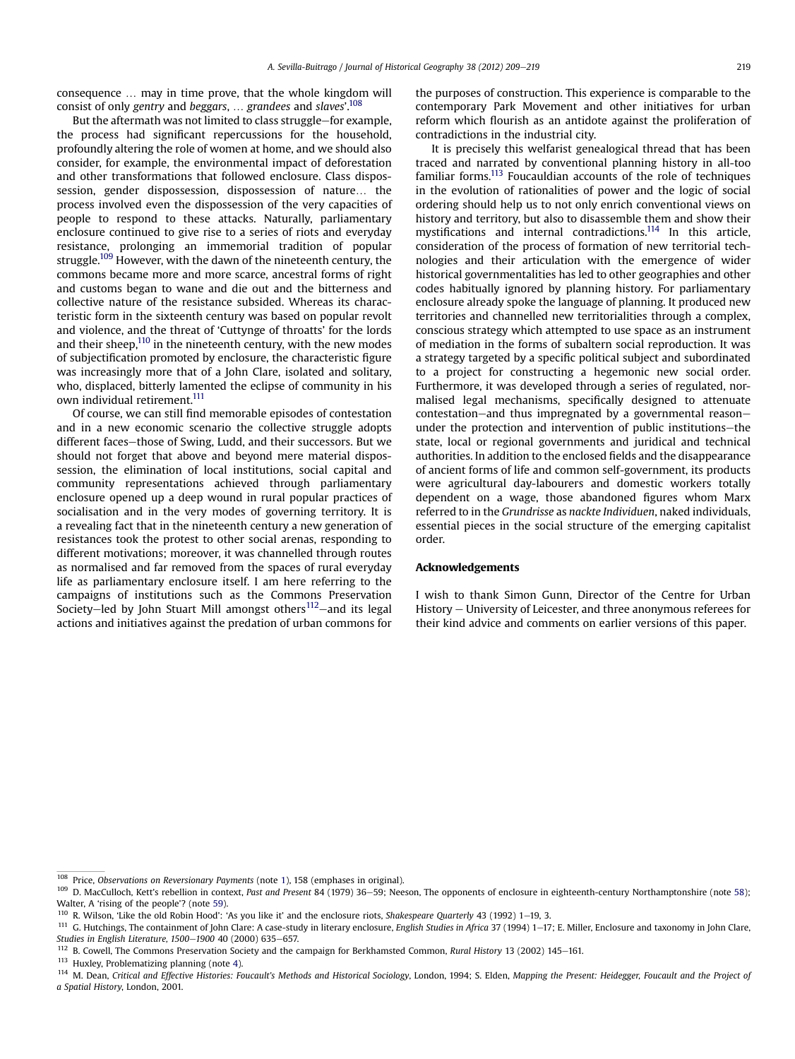consequence … may in time prove, that the whole kingdom will consist of only *gentry* and *beggars*, … *grandees* and *slaves*'.[108]

But the aftermath was not limited to class struggle—for example, the process had significant repercussions for the household, profoundly altering the role of women at home, and we should also consider, for example, the environmental impact of deforestation and other transformations that followed enclosure. Class dispossession, gender dispossession, dispossession of nature… the process involved even the dispossession of the very capacities of people to respond to these attacks. Naturally, parliamentary enclosure continued to give rise to a series of riots and everyday resistance, prolonging an immemorial tradition of popular struggle.[109] However, with the dawn of the nineteenth century, the commons became more and more scarce, ancestral forms of right and customs began to wane and die out and the bitterness and collective nature of the resistance subsided. Whereas its characteristic form in the sixteenth century was based on popular revolt and violence, and the threat of 'Cuttynge of throatts' for the lords and their sheep,[110] in the nineteenth century, with the new modes of subjectification promoted by enclosure, the characteristic figure was increasingly more that of a John Clare, isolated and solitary, who, displaced, bitterly lamented the eclipse of community in his own individual retirement.[111]

Of course, we can still find memorable episodes of contestation and in a new economic scenario the collective struggle adopts different faces—those of Swing, Ludd, and their successors. But we should not forget that above and beyond mere material dispossession, the elimination of local institutions, social capital and community representations achieved through parliamentary enclosure opened up a deep wound in rural popular practices of socialisation and in the very modes of governing territory. It is a revealing fact that in the nineteenth century a new generation of resistances took the protest to other social arenas, responding to different motivations; moreover, it was channelled through routes as normalised and far removed from the spaces of rural everyday life as parliamentary enclosure itself. I am here referring to the campaigns of institutions such as the Commons Preservation Society—led by John Stuart Mill amongst others[112]—and its legal actions and initiatives against the predation of urban commons for the purposes of construction. This experience is comparable to the contemporary Park Movement and other initiatives for urban reform which flourish as an antidote against the proliferation of contradictions in the industrial city.

It is precisely this welfarist genealogical thread that has been traced and narrated by conventional planning history in all-too familiar forms.[113] Foucauldian accounts of the role of techniques in the evolution of rationalities of power and the logic of social ordering should help us to not only enrich conventional views on history and territory, but also to disassemble them and show their mystifications and internal contradictions.[114] In this article, consideration of the process of formation of new territorial technologies and their articulation with the emergence of wider historical governmentalities has led to other geographies and other codes habitually ignored by planning history. For parliamentary enclosure already spoke the language of planning. It produced new territories and channelled new territorialities through a complex, conscious strategy which attempted to use space as an instrument of mediation in the forms of subaltern social reproduction. It was a strategy targeted by a specific political subject and subordinated to a project for constructing a hegemonic new social order. Furthermore, it was developed through a series of regulated, normalised legal mechanisms, specifically designed to attenuate contestation—and thus impregnated by a governmental reason—under the protection and intervention of public institutions—the state, local or regional governments and juridical and technical authorities. In addition to the enclosed fields and the disappearance of ancient forms of life and common self-government, its products were agricultural day-labourers and domestic workers totally dependent on a wage, those abandoned figures whom Marx referred to in the *Grundrisse* as *nackte Individuen*, naked individuals, essential pieces in the social structure of the emerging capitalist order.

## Acknowledgements

I wish to thank Simon Gunn, Director of the Centre for Urban History – University of Leicester, and three anonymous referees for their kind advice and comments on earlier versions of this paper.

---

[108] Price, *Observations on Reversionary Payments* (note 1), 158 (emphases in original).

[109] D. MacCulloch, Kett's rebellion in context, *Past and Present* 84 (1979) 36–59; Neeson, The opponents of enclosure in eighteenth-century Northamptonshire (note 58); Walter, A 'rising of the people'? (note 59).

[110] R. Wilson, 'Like the old Robin Hood': 'As you like it' and the enclosure riots, *Shakespeare Quarterly* 43 (1992) 1–19, 3.

[111] G. Hutchings, The containment of John Clare: A case-study in literary enclosure, *English Studies in Africa* 37 (1994) 1–17; E. Miller, Enclosure and taxonomy in John Clare, *Studies in English Literature, 1500–1900* 40 (2000) 635–657.

[112] B. Cowell, The Commons Preservation Society and the campaign for Berkhamsted Common, *Rural History* 13 (2002) 145–161.

[113] Huxley, Problematizing planning (note 4).

[114] M. Dean, *Critical and Effective Histories: Foucault's Methods and Historical Sociology*, London, 1994; S. Elden, *Mapping the Present: Heidegger, Foucault and the Project of a Spatial History*, London, 2001.